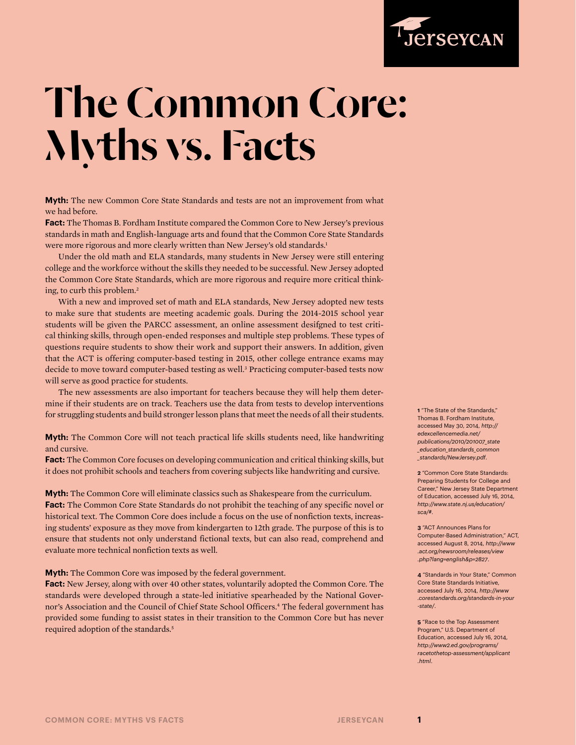JerseyCAN

# The Common Core: Myths vs. Facts

**Myth:** The new Common Core State Standards and tests are not an improvement from what we had before.

**Fact:** The Thomas B. Fordham Institute compared the Common Core to New Jersey's previous standards in math and English-language arts and found that the Common Core State Standards were more rigorous and more clearly written than New Jersey's old standards.[1]

Under the old math and ELA standards, many students in New Jersey were still entering college and the workforce without the skills they needed to be successful. New Jersey adopted the Common Core State Standards, which are more rigorous and require more critical thinking, to curb this problem.[2]

With a new and improved set of math and ELA standards, New Jersey adopted new tests to make sure that students are meeting academic goals. During the 2014-2015 school year students will be given the PARCC assessment, an online assessment desifgned to test critical thinking skills, through open-ended responses and multiple step problems. These types of questions require students to show their work and support their answers. In addition, given that the ACT is offering computer-based testing in 2015, other college entrance exams may decide to move toward computer-based testing as well.[3] Practicing computer-based tests now will serve as good practice for students.

The new assessments are also important for teachers because they will help them determine if their students are on track. Teachers use the data from tests to develop interventions for struggling students and build stronger lesson plans that meet the needs of all their students.

**Myth:** The Common Core will not teach practical life skills students need, like handwriting and cursive.

**Fact:** The Common Core focuses on developing communication and critical thinking skills, but it does not prohibit schools and teachers from covering subjects like handwriting and cursive.

**Myth:** The Common Core will eliminate classics such as Shakespeare from the curriculum.

**Fact:** The Common Core State Standards do not prohibit the teaching of any specific novel or historical text. The Common Core does include a focus on the use of nonfiction texts, increasing students' exposure as they move from kindergarten to 12th grade. The purpose of this is to ensure that students not only understand fictional texts, but can also read, comprehend and evaluate more technical nonfiction texts as well.

**Myth:** The Common Core was imposed by the federal government.

**Fact:** New Jersey, along with over 40 other states, voluntarily adopted the Common Core. The standards were developed through a state-led initiative spearheaded by the National Governor's Association and the Council of Chief State School Officers.[4] The federal government has provided some funding to assist states in their transition to the Common Core but has never required adoption of the standards.[5]

---

**1** "The State of the Standards," Thomas B. Fordham Institute, accessed May 30, 2014, *http://edexcellencemedia.net/publications/2010/201007_state_education_standards_common_standards/NewJersey.pdf*.

**2** "Common Core State Standards: Preparing Students for College and Career," New Jersey State Department of Education, accessed July 16, 2014, *http://www.state.nj.us/education/sca/#*.

**3** "ACT Announces Plans for Computer-Based Administration," ACT, accessed August 8, 2014, *http://www.act.org/newsroom/releases/view.php?lang=english&p=2827*.

**4** "Standards in Your State," Common Core State Standards Initiative, accessed July 16, 2014, *http://www.corestandards.org/standards-in-your-state/*.

**5** "Race to the Top Assessment Program," U.S. Department of Education, accessed July 16, 2014, *http://www2.ed.gov/programs/racetothetop-assessment/applicant.html*.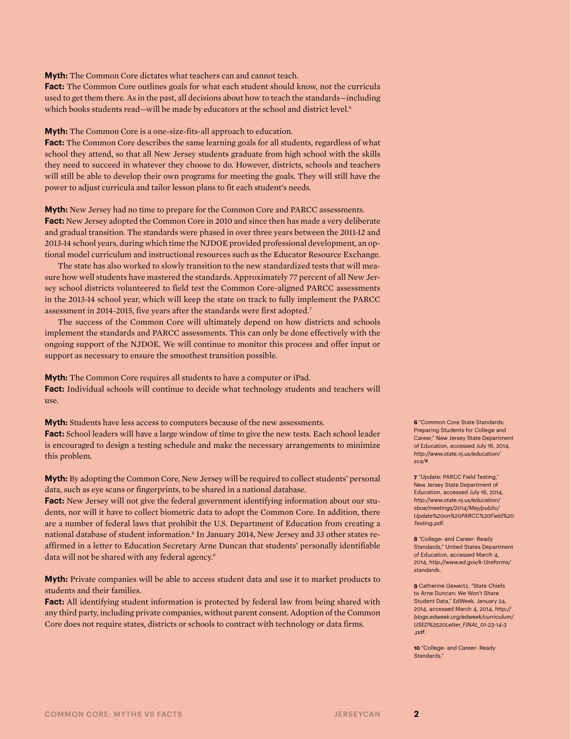**Myth:** The Common Core dictates what teachers can and cannot teach.
**Fact:** The Common Core outlines goals for what each student should know, not the curricula used to get them there. As in the past, all decisions about how to teach the standards—including which books students read—will be made by educators at the school and district level.[6]

**Myth:** The Common Core is a one-size-fits-all approach to education.
**Fact:** The Common Core describes the same learning goals for all students, regardless of what school they attend, so that all New Jersey students graduate from high school with the skills they need to succeed in whatever they choose to do. However, districts, schools and teachers will still be able to develop their own programs for meeting the goals. They will still have the power to adjust curricula and tailor lesson plans to fit each student's needs.

**Myth:** New Jersey had no time to prepare for the Common Core and PARCC assessments.
**Fact:** New Jersey adopted the Common Core in 2010 and since then has made a very deliberate and gradual transition. The standards were phased in over three years between the 2011-12 and 2013-14 school years, during which time the NJDOE provided professional development, an optional model curriculum and instructional resources such as the Educator Resource Exchange.

The state has also worked to slowly transition to the new standardized tests that will measure how well students have mastered the standards. Approximately 77 percent of all New Jersey school districts volunteered to field test the Common Core-aligned PARCC assessments in the 2013-14 school year, which will keep the state on track to fully implement the PARCC assessment in 2014-2015, five years after the standards were first adopted.[7]

The success of the Common Core will ultimately depend on how districts and schools implement the standards and PARCC assessments. This can only be done effectively with the ongoing support of the NJDOE. We will continue to monitor this process and offer input or support as necessary to ensure the smoothest transition possible.

**Myth:** The Common Core requires all students to have a computer or iPad.
**Fact:** Individual schools will continue to decide what technology students and teachers will use.

**Myth:** Students have less access to computers because of the new assessments.
**Fact:** School leaders will have a large window of time to give the new tests. Each school leader is encouraged to design a testing schedule and make the necessary arrangements to minimize this problem.

**Myth:** By adopting the Common Core, New Jersey will be required to collect students' personal data, such as eye scans or fingerprints, to be shared in a national database.
**Fact:** New Jersey will not give the federal government identifying information about our students, nor will it have to collect biometric data to adopt the Common Core. In addition, there are a number of federal laws that prohibit the U.S. Department of Education from creating a national database of student information.[8] In January 2014, New Jersey and 33 other states reaffirmed in a letter to Education Secretary Arne Duncan that students' personally identifiable data will not be shared with any federal agency.[9]

**Myth:** Private companies will be able to access student data and use it to market products to students and their families.
**Fact:** All identifying student information is protected by federal law from being shared with any third party, including private companies, without parent consent. Adoption of the Common Core does not require states, districts or schools to contract with technology or data firms.

**6** "Common Core State Standards: Preparing Students for College and Career," New Jersey State Department of Education, accessed July 16, 2014, *http://www.state.nj.us/education/sca/#*.

**7** "Update: PARCC Field Testing," New Jersey State Department of Education, accessed July 16, 2014, *http://www.state.nj.us/education/sboe/meetings/2014/May/public/Update%20on%20PARCC%20Field%20Testing.pdf*.

**8** "College- and Career- Ready Standards," United States Department of Education, accessed March 4, 2014, *http://www.ed.gov/k-12reforms/standards*.

**9** Catherine Gewertz, "State Chiefs to Arne Duncan: We Won't Share Student Data," EdWeek, January 24, 2014, accessed March 4, 2014, *http://blogs.edweek.org/edweek/curriculum/USED%2520Letter_FINAL_01-23-14-3.pdf*.

**10** "College- and Career- Ready Standards."